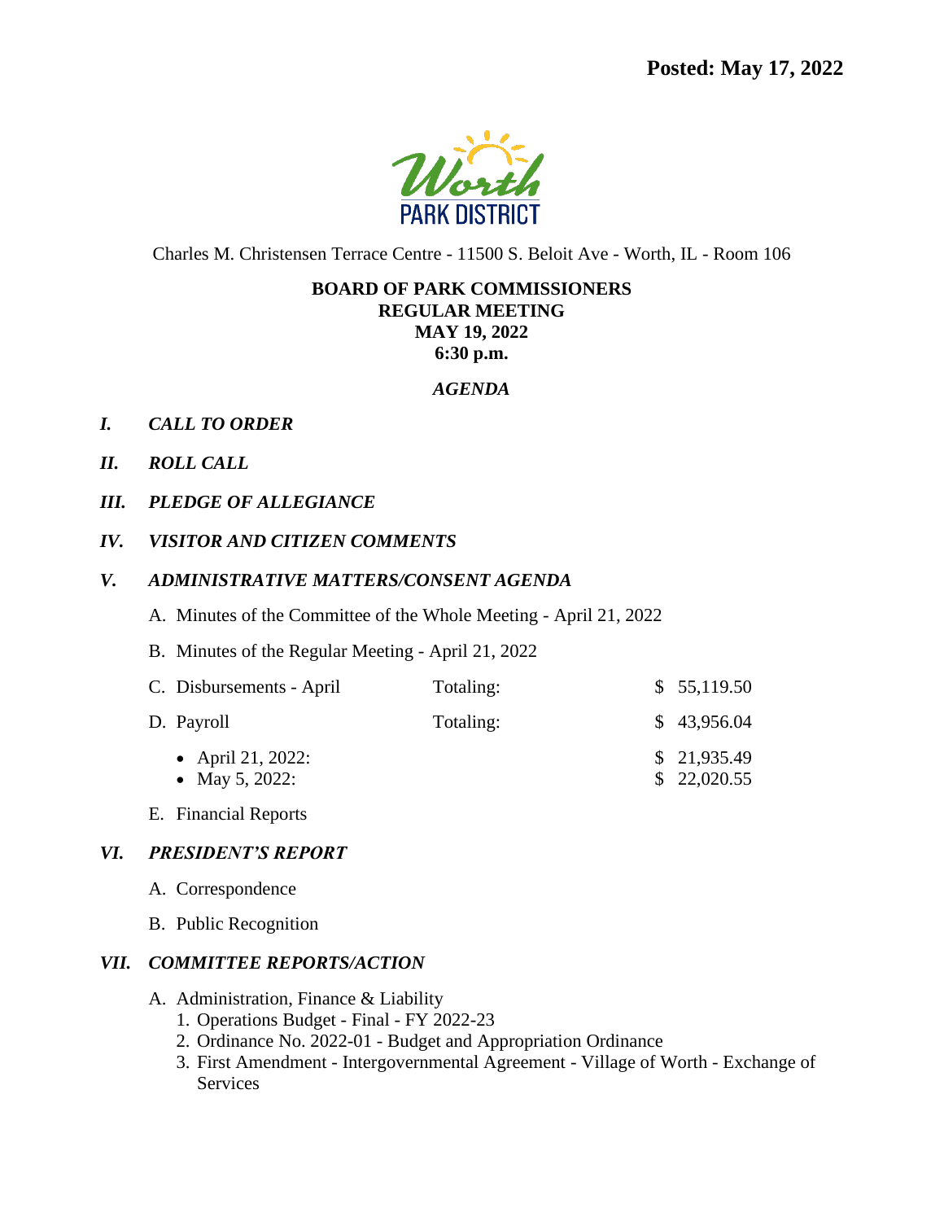**Posted: May 17, 2022**

Worth PARK DISTRICT

Charles M. Christensen Terrace Centre - 11500 S. Beloit Ave - Worth, IL - Room 106

**BOARD OF PARK COMMISSIONERS**
**REGULAR MEETING**
**MAY 19, 2022**
**6:30 p.m.**

*AGENDA*

***I. CALL TO ORDER***

***II. ROLL CALL***

***III. PLEDGE OF ALLEGIANCE***

***IV. VISITOR AND CITIZEN COMMENTS***

***V. ADMINISTRATIVE MATTERS/CONSENT AGENDA***

A. Minutes of the Committee of the Whole Meeting - April 21, 2022

B. Minutes of the Regular Meeting - April 21, 2022

C. Disbursements - April Totaling: $ 55,119.50

D. Payroll Totaling: $ 43,956.04

- April 21, 2022: $ 21,935.49
- May 5, 2022: $ 22,020.55

E. Financial Reports

***VI. PRESIDENT'S REPORT***

A. Correspondence

B. Public Recognition

***VII. COMMITTEE REPORTS/ACTION***

A. Administration, Finance & Liability
1. Operations Budget - Final - FY 2022-23
2. Ordinance No. 2022-01 - Budget and Appropriation Ordinance
3. First Amendment - Intergovernmental Agreement - Village of Worth - Exchange of Services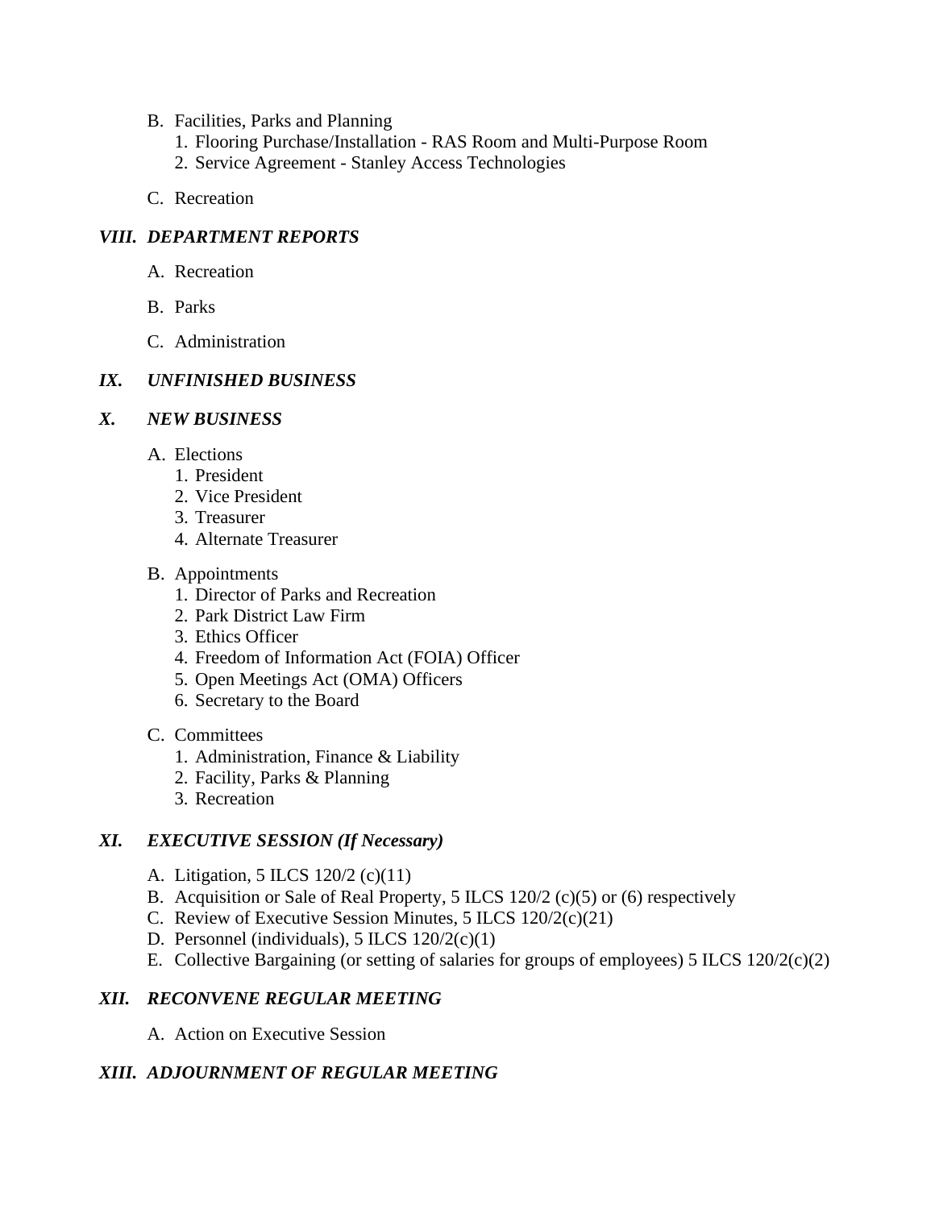B. Facilities, Parks and Planning
   1. Flooring Purchase/Installation - RAS Room and Multi-Purpose Room
   2. Service Agreement - Stanley Access Technologies

C. Recreation

## *VIII. DEPARTMENT REPORTS*

A. Recreation

B. Parks

C. Administration

## *IX. UNFINISHED BUSINESS*

## *X. NEW BUSINESS*

A. Elections
   1. President
   2. Vice President
   3. Treasurer
   4. Alternate Treasurer

B. Appointments
   1. Director of Parks and Recreation
   2. Park District Law Firm
   3. Ethics Officer
   4. Freedom of Information Act (FOIA) Officer
   5. Open Meetings Act (OMA) Officers
   6. Secretary to the Board

C. Committees
   1. Administration, Finance & Liability
   2. Facility, Parks & Planning
   3. Recreation

## *XI. EXECUTIVE SESSION (If Necessary)*

A. Litigation, 5 ILCS 120/2 (c)(11)
B. Acquisition or Sale of Real Property, 5 ILCS 120/2 (c)(5) or (6) respectively
C. Review of Executive Session Minutes, 5 ILCS 120/2(c)(21)
D. Personnel (individuals), 5 ILCS 120/2(c)(1)
E. Collective Bargaining (or setting of salaries for groups of employees) 5 ILCS 120/2(c)(2)

## *XII. RECONVENE REGULAR MEETING*

A. Action on Executive Session

## *XIII. ADJOURNMENT OF REGULAR MEETING*